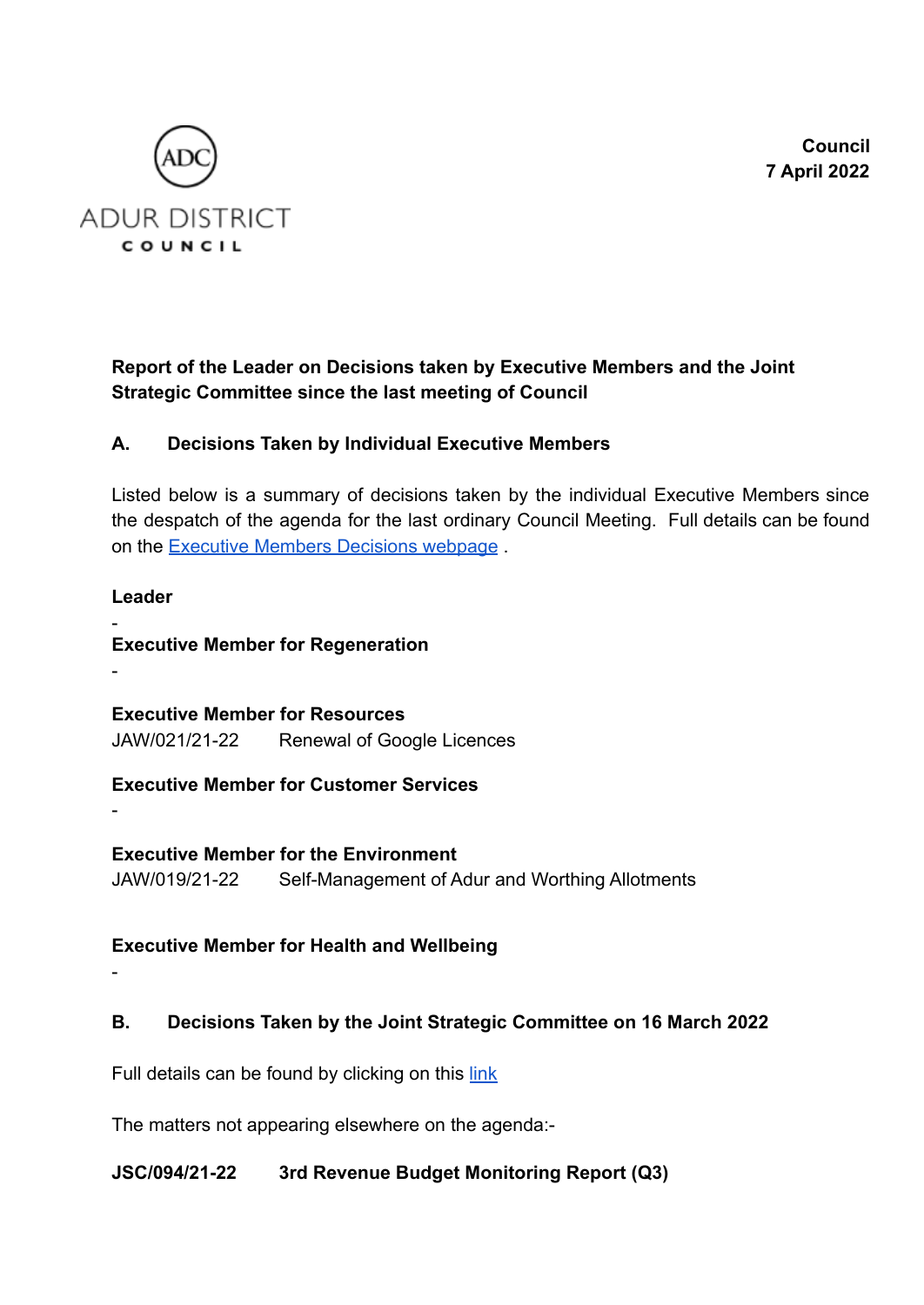ADUR DISTRICT COUNCIL

**Council**
**7 April 2022**

## Report of the Leader on Decisions taken by Executive Members and the Joint Strategic Committee since the last meeting of Council

### A. Decisions Taken by Individual Executive Members

Listed below is a summary of decisions taken by the individual Executive Members since the despatch of the agenda for the last ordinary Council Meeting. Full details can be found on the Executive Members Decisions webpage .

**Leader**

-

**Executive Member for Regeneration**

-

**Executive Member for Resources**

JAW/021/21-22 Renewal of Google Licences

**Executive Member for Customer Services**

-

**Executive Member for the Environment**

JAW/019/21-22 Self-Management of Adur and Worthing Allotments

**Executive Member for Health and Wellbeing**

-

### B. Decisions Taken by the Joint Strategic Committee on 16 March 2022

Full details can be found by clicking on this link

The matters not appearing elsewhere on the agenda:-

**JSC/094/21-22 3rd Revenue Budget Monitoring Report (Q3)**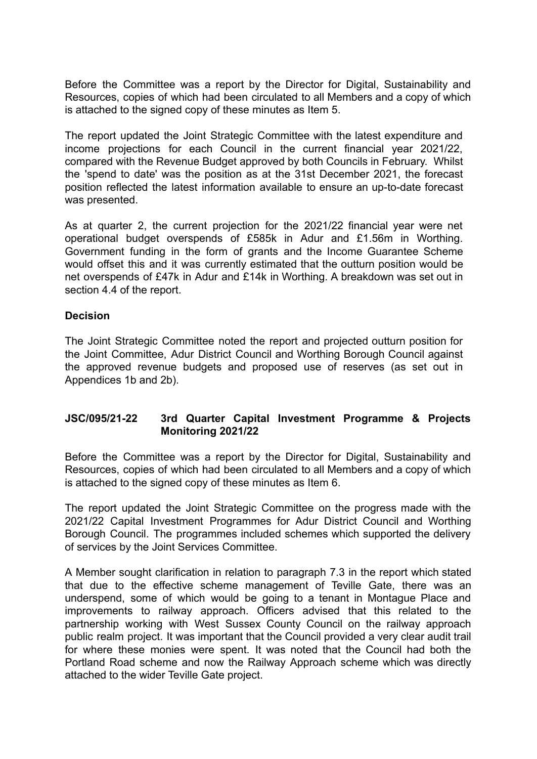Before the Committee was a report by the Director for Digital, Sustainability and Resources, copies of which had been circulated to all Members and a copy of which is attached to the signed copy of these minutes as Item 5.

The report updated the Joint Strategic Committee with the latest expenditure and income projections for each Council in the current financial year 2021/22, compared with the Revenue Budget approved by both Councils in February. Whilst the 'spend to date' was the position as at the 31st December 2021, the forecast position reflected the latest information available to ensure an up-to-date forecast was presented.

As at quarter 2, the current projection for the 2021/22 financial year were net operational budget overspends of £585k in Adur and £1.56m in Worthing. Government funding in the form of grants and the Income Guarantee Scheme would offset this and it was currently estimated that the outturn position would be net overspends of £47k in Adur and £14k in Worthing. A breakdown was set out in section 4.4 of the report.

**Decision**

The Joint Strategic Committee noted the report and projected outturn position for the Joint Committee, Adur District Council and Worthing Borough Council against the approved revenue budgets and proposed use of reserves (as set out in Appendices 1b and 2b).

## JSC/095/21-22 3rd Quarter Capital Investment Programme & Projects Monitoring 2021/22

Before the Committee was a report by the Director for Digital, Sustainability and Resources, copies of which had been circulated to all Members and a copy of which is attached to the signed copy of these minutes as Item 6.

The report updated the Joint Strategic Committee on the progress made with the 2021/22 Capital Investment Programmes for Adur District Council and Worthing Borough Council. The programmes included schemes which supported the delivery of services by the Joint Services Committee.

A Member sought clarification in relation to paragraph 7.3 in the report which stated that due to the effective scheme management of Teville Gate, there was an underspend, some of which would be going to a tenant in Montague Place and improvements to railway approach. Officers advised that this related to the partnership working with West Sussex County Council on the railway approach public realm project. It was important that the Council provided a very clear audit trail for where these monies were spent. It was noted that the Council had both the Portland Road scheme and now the Railway Approach scheme which was directly attached to the wider Teville Gate project.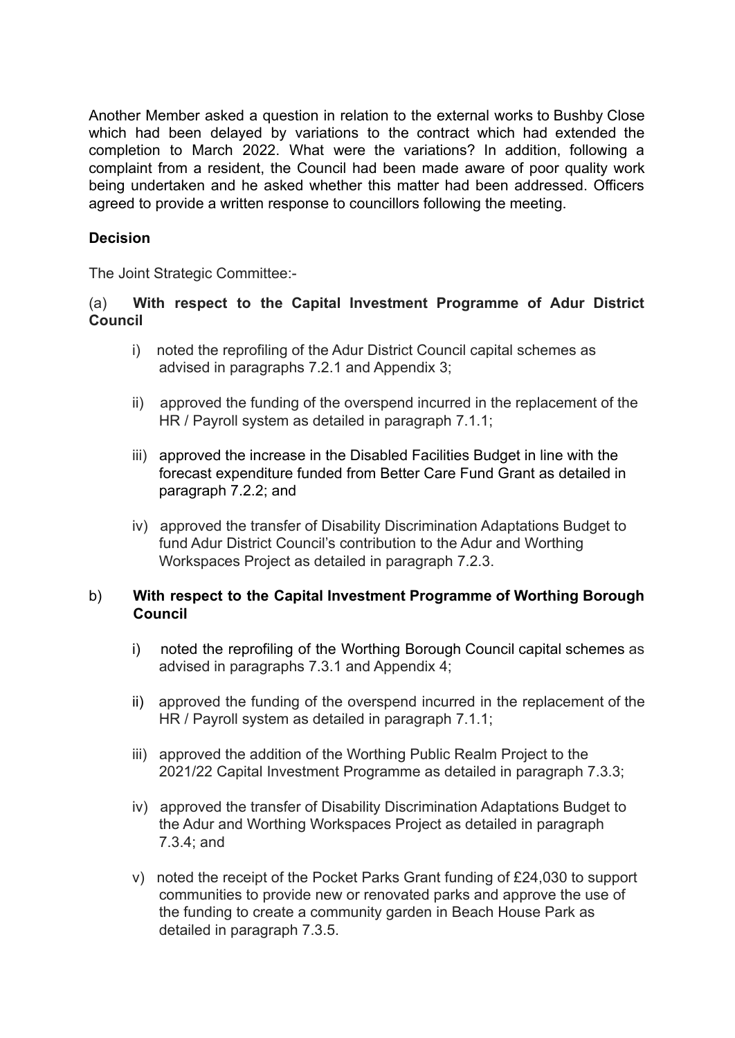Another Member asked a question in relation to the external works to Bushby Close which had been delayed by variations to the contract which had extended the completion to March 2022. What were the variations? In addition, following a complaint from a resident, the Council had been made aware of poor quality work being undertaken and he asked whether this matter had been addressed. Officers agreed to provide a written response to councillors following the meeting.

**Decision**

The Joint Strategic Committee:-

(a) **With respect to the Capital Investment Programme of Adur District Council**

i) noted the reprofiling of the Adur District Council capital schemes as advised in paragraphs 7.2.1 and Appendix 3;

ii) approved the funding of the overspend incurred in the replacement of the HR / Payroll system as detailed in paragraph 7.1.1;

iii) approved the increase in the Disabled Facilities Budget in line with the forecast expenditure funded from Better Care Fund Grant as detailed in paragraph 7.2.2; and

iv) approved the transfer of Disability Discrimination Adaptations Budget to fund Adur District Council's contribution to the Adur and Worthing Workspaces Project as detailed in paragraph 7.2.3.

b) **With respect to the Capital Investment Programme of Worthing Borough Council**

i) noted the reprofiling of the Worthing Borough Council capital schemes as advised in paragraphs 7.3.1 and Appendix 4;

ii) approved the funding of the overspend incurred in the replacement of the HR / Payroll system as detailed in paragraph 7.1.1;

iii) approved the addition of the Worthing Public Realm Project to the 2021/22 Capital Investment Programme as detailed in paragraph 7.3.3;

iv) approved the transfer of Disability Discrimination Adaptations Budget to the Adur and Worthing Workspaces Project as detailed in paragraph 7.3.4; and

v) noted the receipt of the Pocket Parks Grant funding of £24,030 to support communities to provide new or renovated parks and approve the use of the funding to create a community garden in Beach House Park as detailed in paragraph 7.3.5.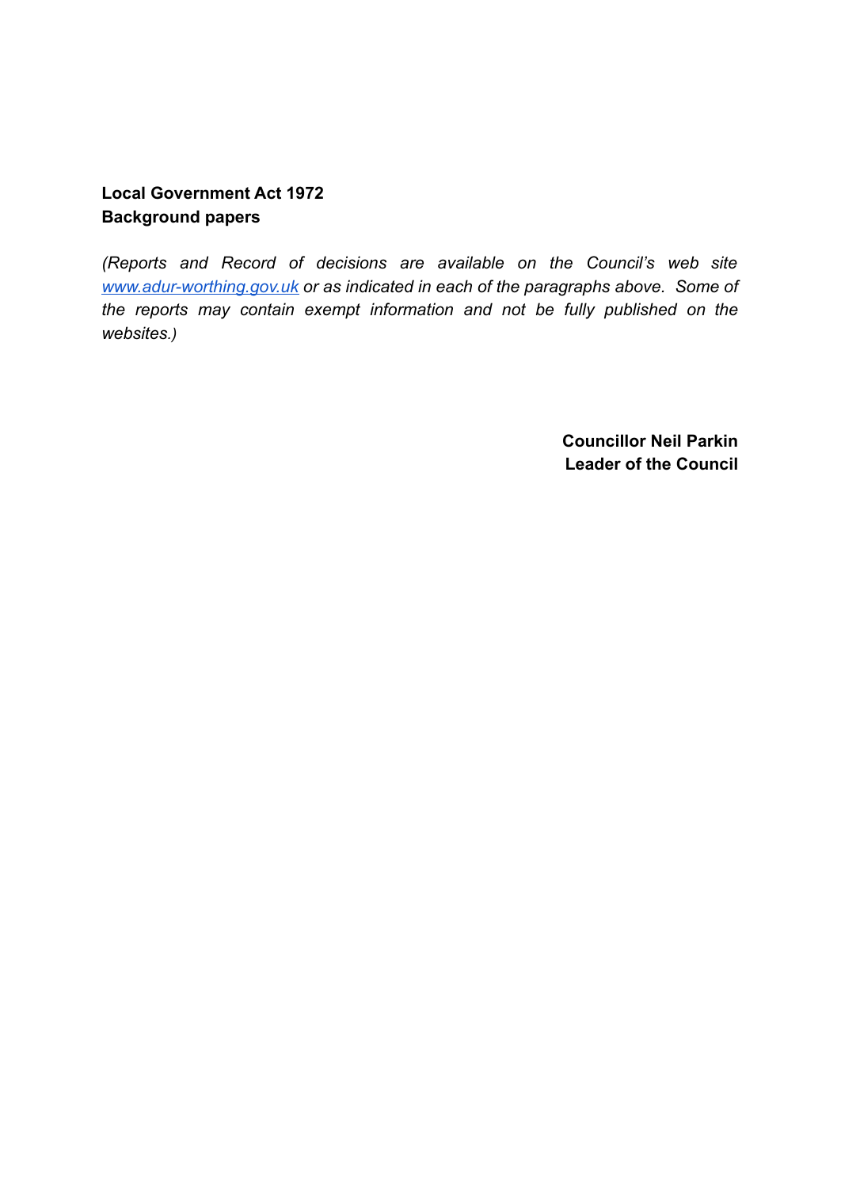**Local Government Act 1972**
**Background papers**

*(Reports and Record of decisions are available on the Council's web site [www.adur-worthing.gov.uk](http://www.adur-worthing.gov.uk) or as indicated in each of the paragraphs above. Some of the reports may contain exempt information and not be fully published on the websites.)*

**Councillor Neil Parkin**
**Leader of the Council**